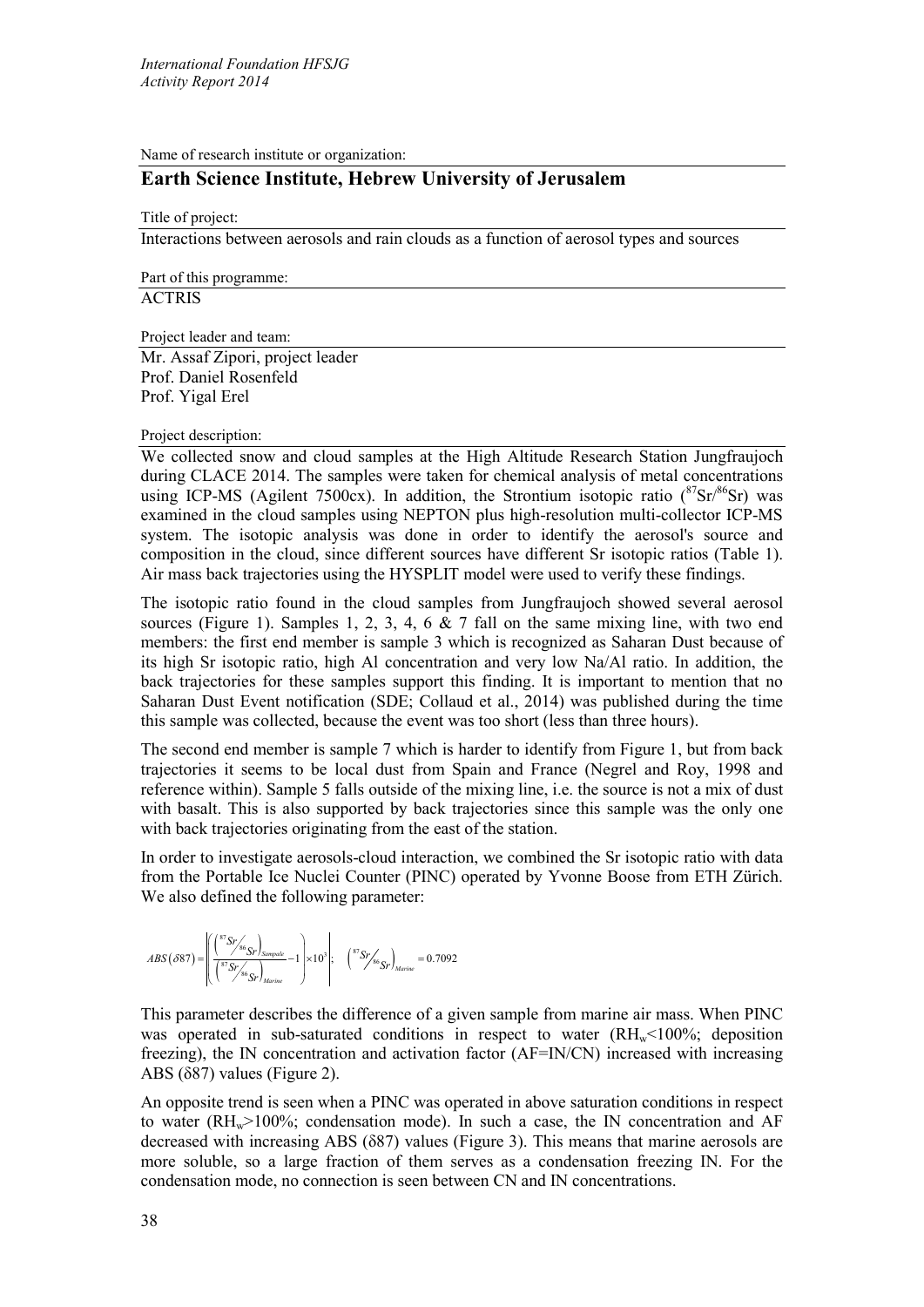Name of research institute or organization:

## Earth Science Institute, Hebrew University of Jerusalem

Title of project:

Interactions between aerosols and rain clouds as a function of aerosol types and sources

Part of this programme:

ACTRIS

Project leader and team:

Mr. Assaf Zipori, project leader
Prof. Daniel Rosenfeld
Prof. Yigal Erel

Project description:

We collected snow and cloud samples at the High Altitude Research Station Jungfraujoch during CLACE 2014. The samples were taken for chemical analysis of metal concentrations using ICP-MS (Agilent 7500cx). In addition, the Strontium isotopic ratio ($^{87}Sr/^{86}Sr$) was examined in the cloud samples using NEPTON plus high-resolution multi-collector ICP-MS system. The isotopic analysis was done in order to identify the aerosol's source and composition in the cloud, since different sources have different Sr isotopic ratios (Table 1). Air mass back trajectories using the HYSPLIT model were used to verify these findings.

The isotopic ratio found in the cloud samples from Jungfraujoch showed several aerosol sources (Figure 1). Samples 1, 2, 3, 4, 6 & 7 fall on the same mixing line, with two end members: the first end member is sample 3 which is recognized as Saharan Dust because of its high Sr isotopic ratio, high Al concentration and very low Na/Al ratio. In addition, the back trajectories for these samples support this finding. It is important to mention that no Saharan Dust Event notification (SDE; Collaud et al., 2014) was published during the time this sample was collected, because the event was too short (less than three hours).

The second end member is sample 7 which is harder to identify from Figure 1, but from back trajectories it seems to be local dust from Spain and France (Negrel and Roy, 1998 and reference within). Sample 5 falls outside of the mixing line, i.e. the source is not a mix of dust with basalt. This is also supported by back trajectories since this sample was the only one with back trajectories originating from the east of the station.

In order to investigate aerosols-cloud interaction, we combined the Sr isotopic ratio with data from the Portable Ice Nuclei Counter (PINC) operated by Yvonne Boose from ETH Zürich. We also defined the following parameter:

$$ABS(\delta 87) = \left| \left( \frac{\left( {}^{87}Sr/{}^{86}Sr \right)_{Sample}}{\left( {}^{87}Sr/{}^{86}Sr \right)_{Marine}} - 1 \right) \times 10^3 \right|; \quad \left( {}^{87}Sr/{}^{86}Sr \right)_{Marine} = 0.7092$$

This parameter describes the difference of a given sample from marine air mass. When PINC was operated in sub-saturated conditions in respect to water ($RH_w<100\%$; deposition freezing), the IN concentration and activation factor (AF=IN/CN) increased with increasing ABS ($\delta 87$) values (Figure 2).

An opposite trend is seen when a PINC was operated in above saturation conditions in respect to water ($RH_w>100\%$; condensation mode). In such a case, the IN concentration and AF decreased with increasing ABS ($\delta 87$) values (Figure 3). This means that marine aerosols are more soluble, so a large fraction of them serves as a condensation freezing IN. For the condensation mode, no connection is seen between CN and IN concentrations.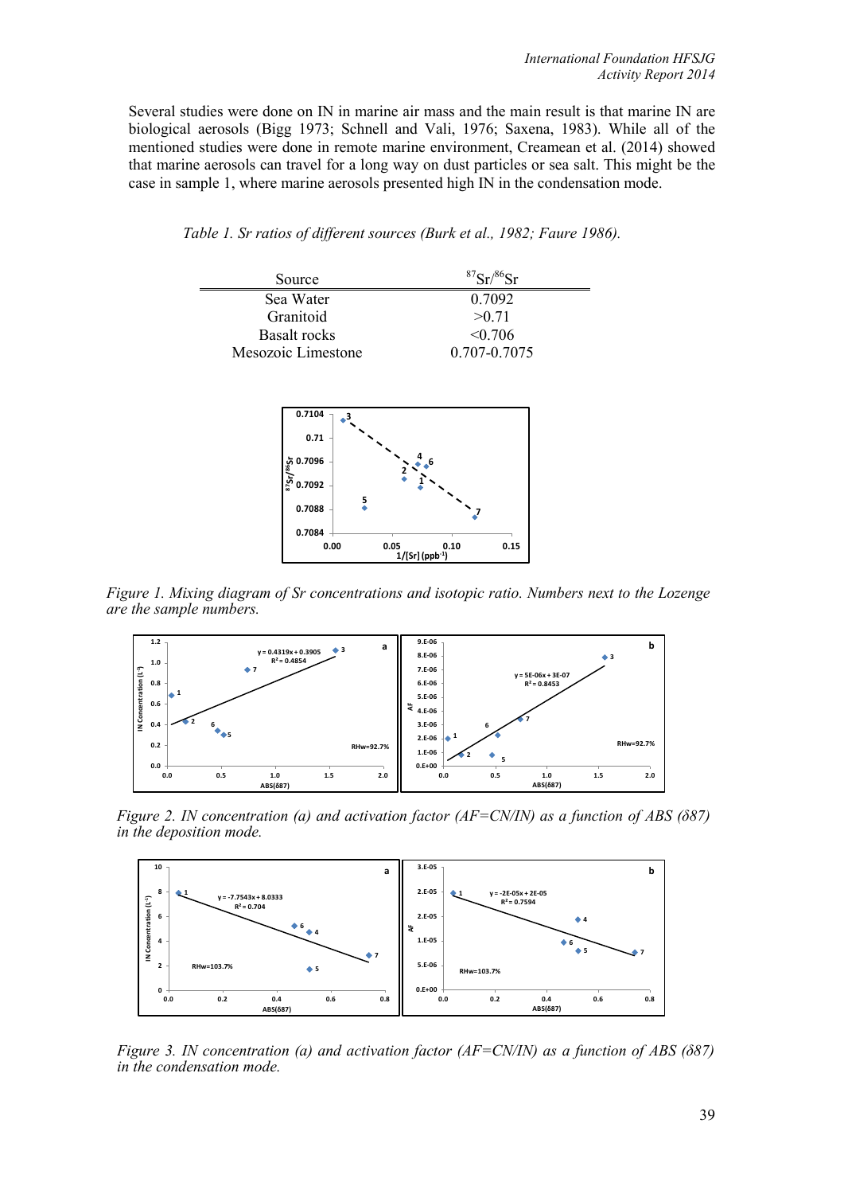Several studies were done on IN in marine air mass and the main result is that marine IN are biological aerosols (Bigg 1973; Schnell and Vali, 1976; Saxena, 1983). While all of the mentioned studies were done in remote marine environment, Creamean et al. (2014) showed that marine aerosols can travel for a long way on dust particles or sea salt. This might be the case in sample 1, where marine aerosols presented high IN in the condensation mode.

*Table 1. Sr ratios of different sources (Burk et al., 1982; Faure 1986).*

| Source | $^{87}Sr/^{86}Sr$ |
|---|---|
| Sea Water | 0.7092 |
| Granitoid | >0.71 |
| Basalt rocks | <0.706 |
| Mesozoic Limestone | 0.707-0.7075 |

*Figure 1. Mixing diagram of Sr concentrations and isotopic ratio. Numbers next to the Lozenge are the sample numbers.*

*Figure 2. IN concentration (a) and activation factor (AF=CN/IN) as a function of ABS (δ87) in the deposition mode.*

*Figure 3. IN concentration (a) and activation factor (AF=CN/IN) as a function of ABS (δ87) in the condensation mode.*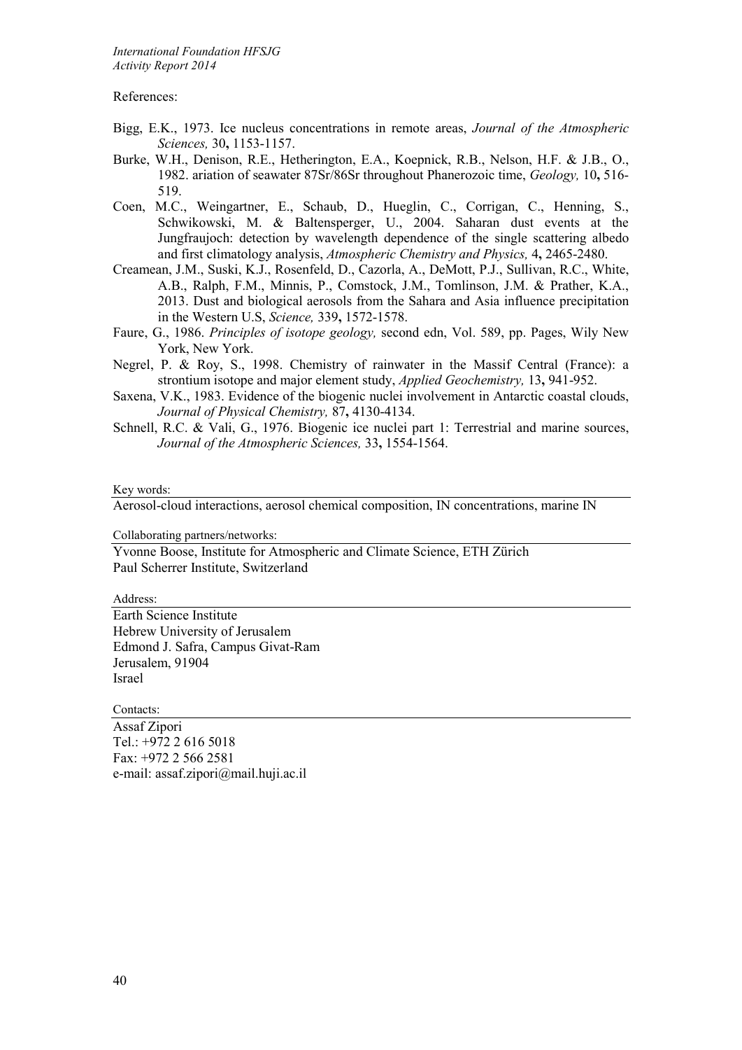References:

- Bigg, E.K., 1973. Ice nucleus concentrations in remote areas, *Journal of the Atmospheric Sciences,* 30**,** 1153-1157.
- Burke, W.H., Denison, R.E., Hetherington, E.A., Koepnick, R.B., Nelson, H.F. & J.B., O., 1982. ariation of seawater 87Sr/86Sr throughout Phanerozoic time, *Geology,* 10**,** 516-519.
- Coen, M.C., Weingartner, E., Schaub, D., Hueglin, C., Corrigan, C., Henning, S., Schwikowski, M. & Baltensperger, U., 2004. Saharan dust events at the Jungfraujoch: detection by wavelength dependence of the single scattering albedo and first climatology analysis, *Atmospheric Chemistry and Physics,* 4**,** 2465-2480.
- Creamean, J.M., Suski, K.J., Rosenfeld, D., Cazorla, A., DeMott, P.J., Sullivan, R.C., White, A.B., Ralph, F.M., Minnis, P., Comstock, J.M., Tomlinson, J.M. & Prather, K.A., 2013. Dust and biological aerosols from the Sahara and Asia influence precipitation in the Western U.S, *Science,* 339**,** 1572-1578.
- Faure, G., 1986. *Principles of isotope geology,* second edn, Vol. 589, pp. Pages, Wily New York, New York.
- Negrel, P. & Roy, S., 1998. Chemistry of rainwater in the Massif Central (France): a strontium isotope and major element study, *Applied Geochemistry,* 13**,** 941-952.
- Saxena, V.K., 1983. Evidence of the biogenic nuclei involvement in Antarctic coastal clouds, *Journal of Physical Chemistry,* 87**,** 4130-4134.
- Schnell, R.C. & Vali, G., 1976. Biogenic ice nuclei part 1: Terrestrial and marine sources, *Journal of the Atmospheric Sciences,* 33**,** 1554-1564.

Key words:

Aerosol-cloud interactions, aerosol chemical composition, IN concentrations, marine IN

Collaborating partners/networks:

Yvonne Boose, Institute for Atmospheric and Climate Science, ETH Zürich
Paul Scherrer Institute, Switzerland

Address:

Earth Science Institute
Hebrew University of Jerusalem
Edmond J. Safra, Campus Givat-Ram
Jerusalem, 91904
Israel

Contacts:

Assaf Zipori
Tel.: +972 2 616 5018
Fax: +972 2 566 2581
e-mail: assaf.zipori@mail.huji.ac.il